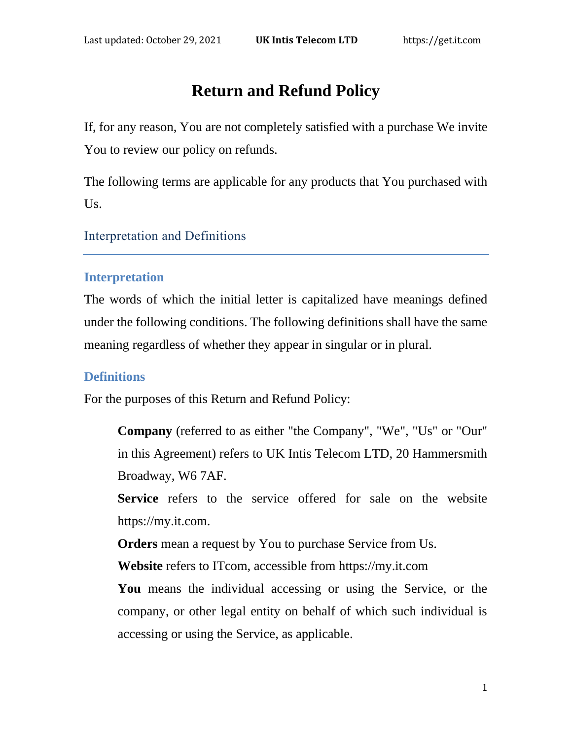# Return and Refund Policy

If, for any reason, You are not completely satisfied with a purchase We invite You to review our policy on refunds.

The following terms are applicable for any products that You purchased with Us.

## Interpretation and Definitions

### Interpretation

The words of which the initial letter is capitalized have meanings defined under the following conditions. The following definitions shall have the same meaning regardless of whether they appear in singular or in plural.

### Definitions

For the purposes of this Return and Refund Policy:

**Company** (referred to as either "the Company", "We", "Us" or "Our" in this Agreement) refers to UK Intis Telecom LTD, 20 Hammersmith Broadway, W6 7AF.

**Service** refers to the service offered for sale on the website https://my.it.com.

**Orders** mean a request by You to purchase Service from Us.

**Website** refers to ITcom, accessible from https://my.it.com

**You** means the individual accessing or using the Service, or the company, or other legal entity on behalf of which such individual is accessing or using the Service, as applicable.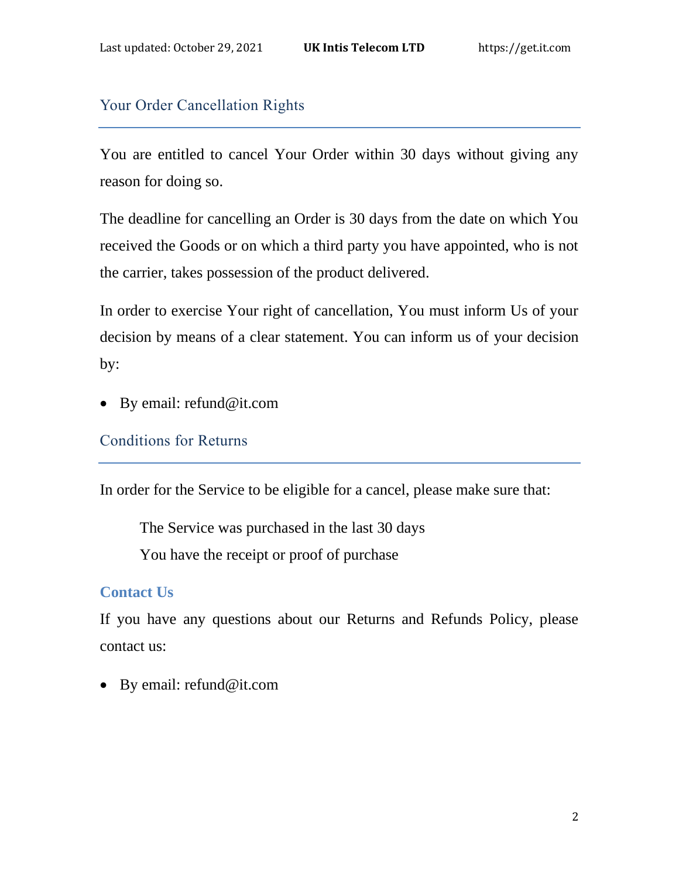## Your Order Cancellation Rights

You are entitled to cancel Your Order within 30 days without giving any reason for doing so.

The deadline for cancelling an Order is 30 days from the date on which You received the Goods or on which a third party you have appointed, who is not the carrier, takes possession of the product delivered.

In order to exercise Your right of cancellation, You must inform Us of your decision by means of a clear statement. You can inform us of your decision by:

- By email: refund@it.com

## Conditions for Returns

In order for the Service to be eligible for a cancel, please make sure that:

The Service was purchased in the last 30 days

You have the receipt or proof of purchase

### Contact Us

If you have any questions about our Returns and Refunds Policy, please contact us:

- By email: refund@it.com